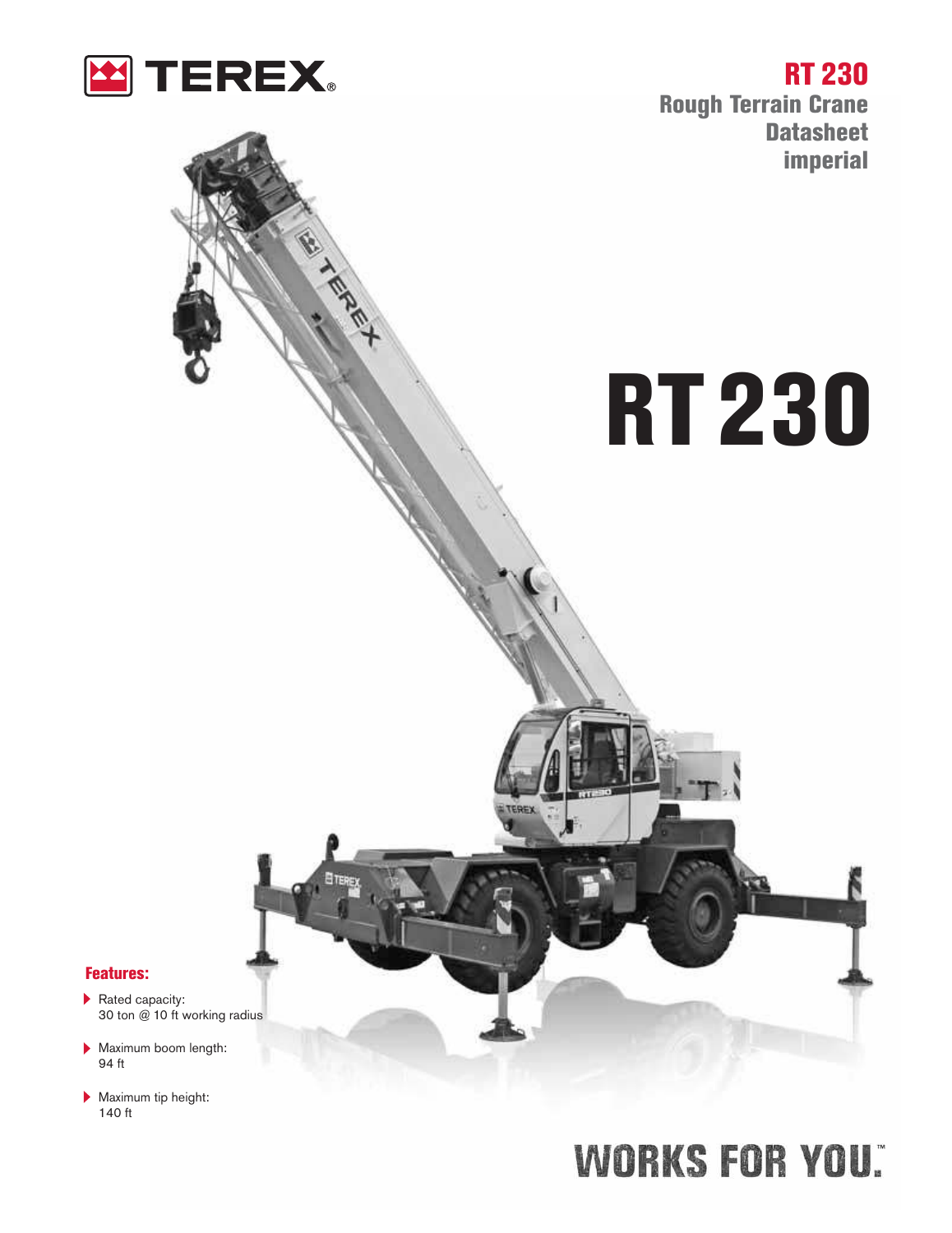TEREX®

# RT 230

## Rough Terrain Crane Datasheet imperial

# RT 230

### Features:

- Rated capacity: 30 ton @ 10 ft working radius
- Maximum boom length: 94 ft
- Maximum tip height: 140 ft

WORKS FOR YOU.™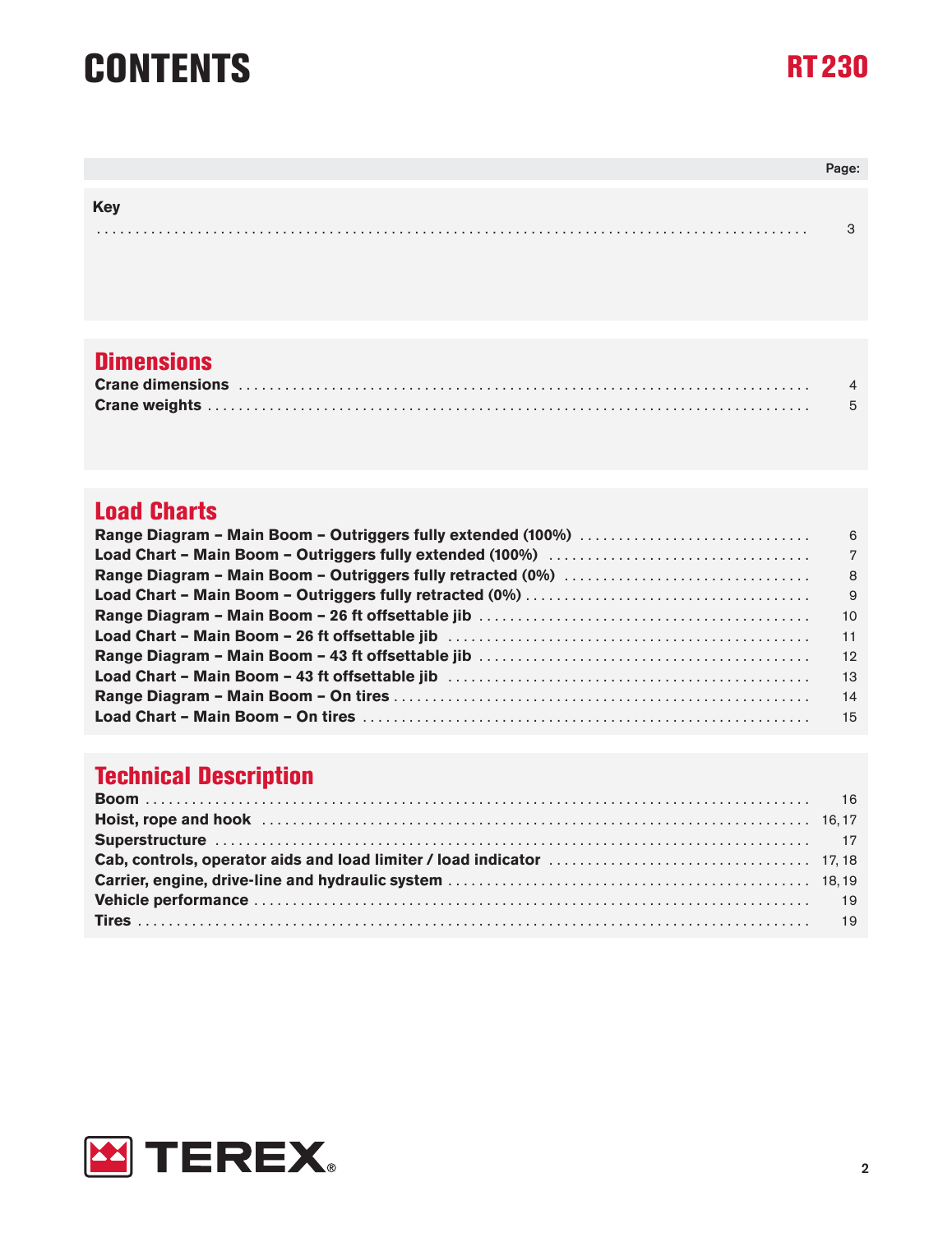# CONTENTS

RT 230

| | Page: |
|---|---|
| **Key** | 3 |
| **Dimensions** | |
| Crane dimensions | 4 |
| Crane weights | 5 |
| **Load Charts** | |
| Range Diagram – Main Boom – Outriggers fully extended (100%) | 6 |
| Load Chart – Main Boom – Outriggers fully extended (100%) | 7 |
| Range Diagram – Main Boom – Outriggers fully retracted (0%) | 8 |
| Load Chart – Main Boom – Outriggers fully retracted (0%) | 9 |
| Range Diagram – Main Boom – 26 ft offsettable jib | 10 |
| Load Chart – Main Boom – 26 ft offsettable jib | 11 |
| Range Diagram – Main Boom – 43 ft offsettable jib | 12 |
| Load Chart – Main Boom – 43 ft offsettable jib | 13 |
| Range Diagram – Main Boom – On tires | 14 |
| Load Chart – Main Boom – On tires | 15 |
| **Technical Description** | |
| Boom | 16 |
| Hoist, rope and hook | 16, 17 |
| Superstructure | 17 |
| Cab, controls, operator aids and load limiter / load indicator | 17, 18 |
| Carrier, engine, drive-line and hydraulic system | 18, 19 |
| Vehicle performance | 19 |
| Tires | 19 |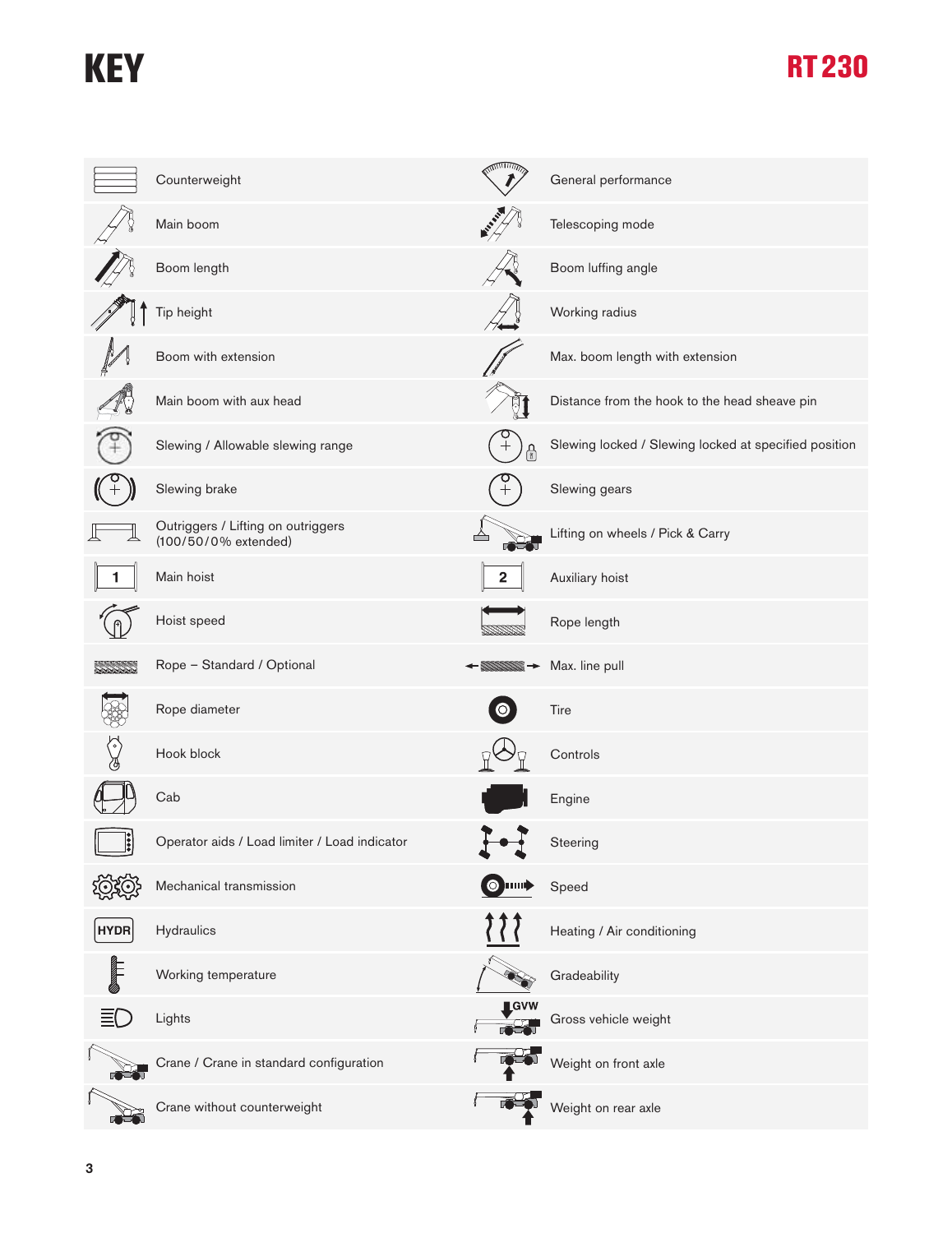# KEY

| | | | |
|---|---|---|---|
| | Counterweight | | General performance |
| | Main boom | | Telescoping mode |
| | Boom length | | Boom luffing angle |
| | Tip height | | Working radius |
| | Boom with extension | | Max. boom length with extension |
| | Main boom with aux head | | Distance from the hook to the head sheave pin |
| | Slewing / Allowable slewing range | | Slewing locked / Slewing locked at specified position |
| | Slewing brake | | Slewing gears |
| | Outriggers / Lifting on outriggers (100/50/0% extended) | | Lifting on wheels / Pick & Carry |
| 1 | Main hoist | 2 | Auxiliary hoist |
| | Hoist speed | | Rope length |
| | Rope – Standard / Optional | | Max. line pull |
| | Rope diameter | | Tire |
| | Hook block | | Controls |
| | Cab | | Engine |
| | Operator aids / Load limiter / Load indicator | | Steering |
| | Mechanical transmission | | Speed |
| HYDR | Hydraulics | | Heating / Air conditioning |
| | Working temperature | | Gradeability |
| | Lights | GVW | Gross vehicle weight |
| | Crane / Crane in standard configuration | | Weight on front axle |
| | Crane without counterweight | | Weight on rear axle |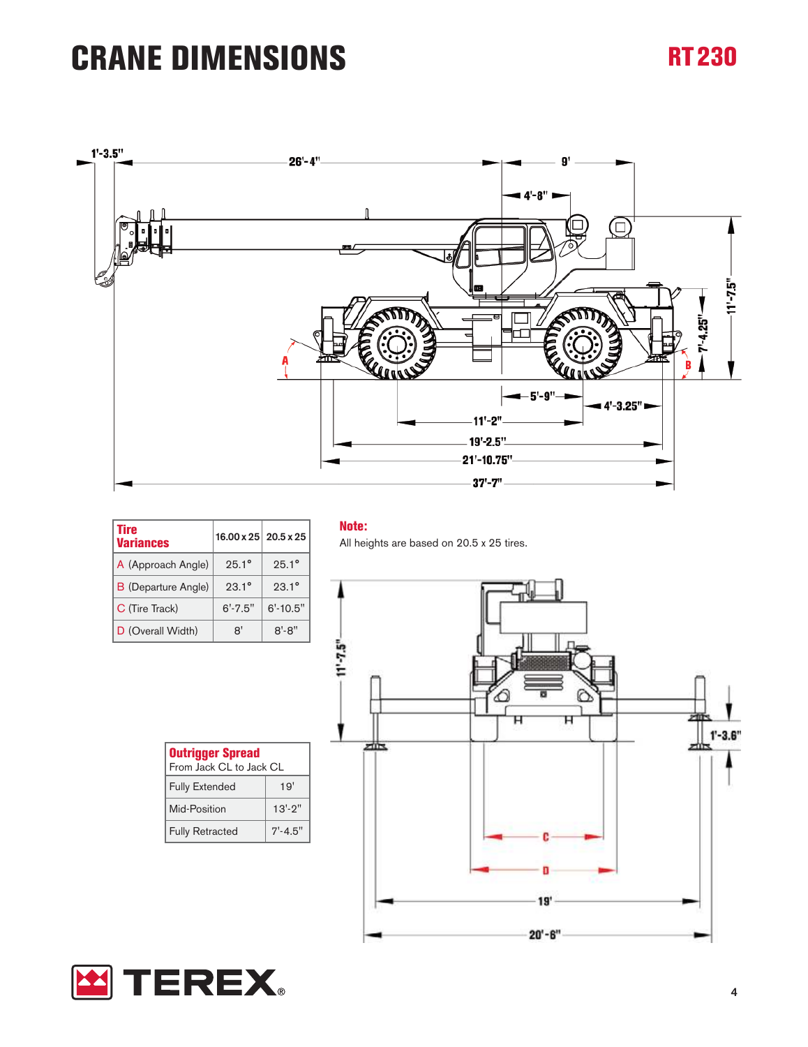# CRANE DIMENSIONS

## RT 230

| Tire Variances | 16.00 x 25 | 20.5 x 25 |
|---|---|---|
| A (Approach Angle) | 25.1° | 25.1° |
| B (Departure Angle) | 23.1° | 23.1° |
| C (Tire Track) | 6'-7.5" | 6'-10.5" |
| D (Overall Width) | 8' | 8'-8" |

**Note:**
All heights are based on 20.5 x 25 tires.

| Outrigger Spread<br>From Jack CL to Jack CL | |
|---|---|
| Fully Extended | 19' |
| Mid-Position | 13'-2" |
| Fully Retracted | 7'-4.5" |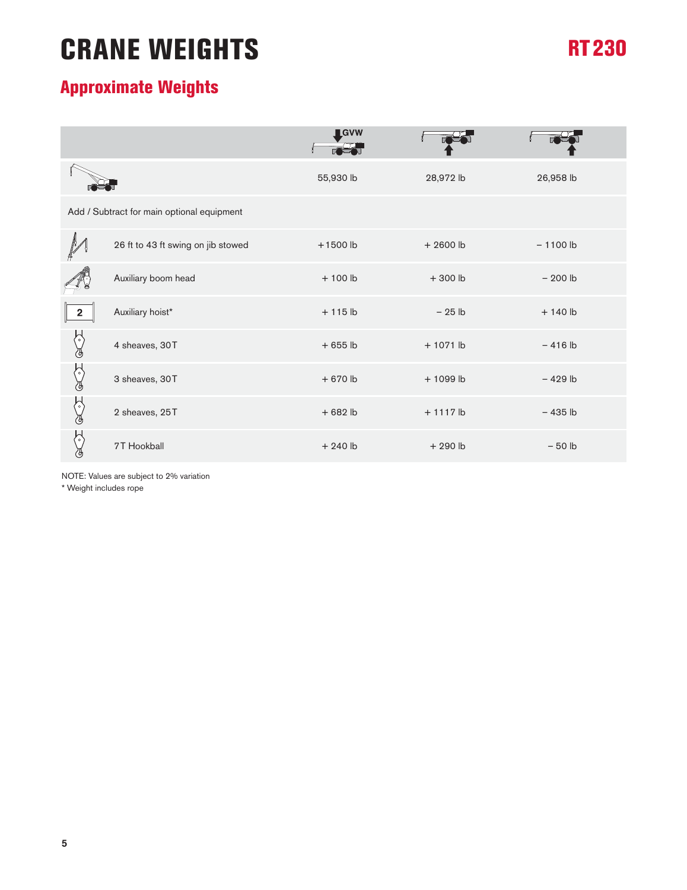# CRANE WEIGHTS

RT 230

## Approximate Weights

| | | GVW | | |
|---|---|---|---|---|
| | | 55,930 lb | 28,972 lb | 26,958 lb |
| Add / Subtract for main optional equipment | | | | |
| | 26 ft to 43 ft swing on jib stowed | +1500 lb | + 2600 lb | – 1100 lb |
| | Auxiliary boom head | + 100 lb | + 300 lb | – 200 lb |
| 2 | Auxiliary hoist* | + 115 lb | – 25 lb | + 140 lb |
| | 4 sheaves, 30T | + 655 lb | + 1071 lb | – 416 lb |
| | 3 sheaves, 30T | + 670 lb | + 1099 lb | – 429 lb |
| | 2 sheaves, 25T | + 682 lb | + 1117 lb | – 435 lb |
| | 7T Hookball | + 240 lb | + 290 lb | – 50 lb |

NOTE: Values are subject to 2% variation

* Weight includes rope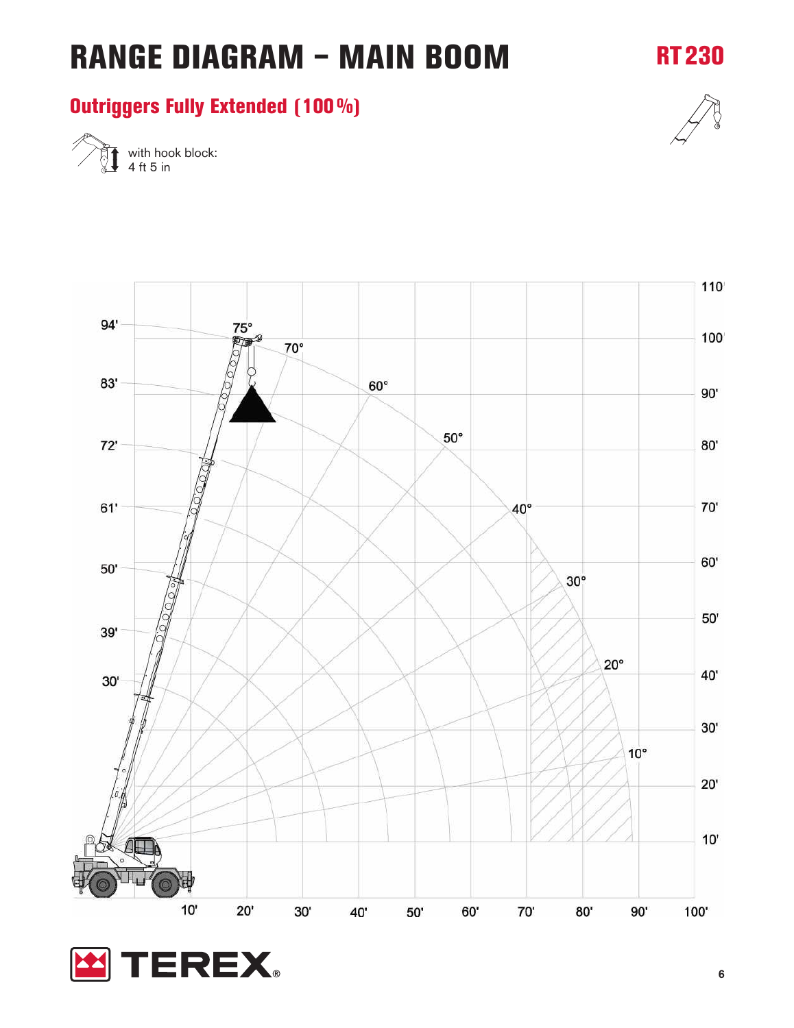# RANGE DIAGRAM – MAIN BOOM

RT 230

## Outriggers Fully Extended (100%)

with hook block:
4 ft 5 in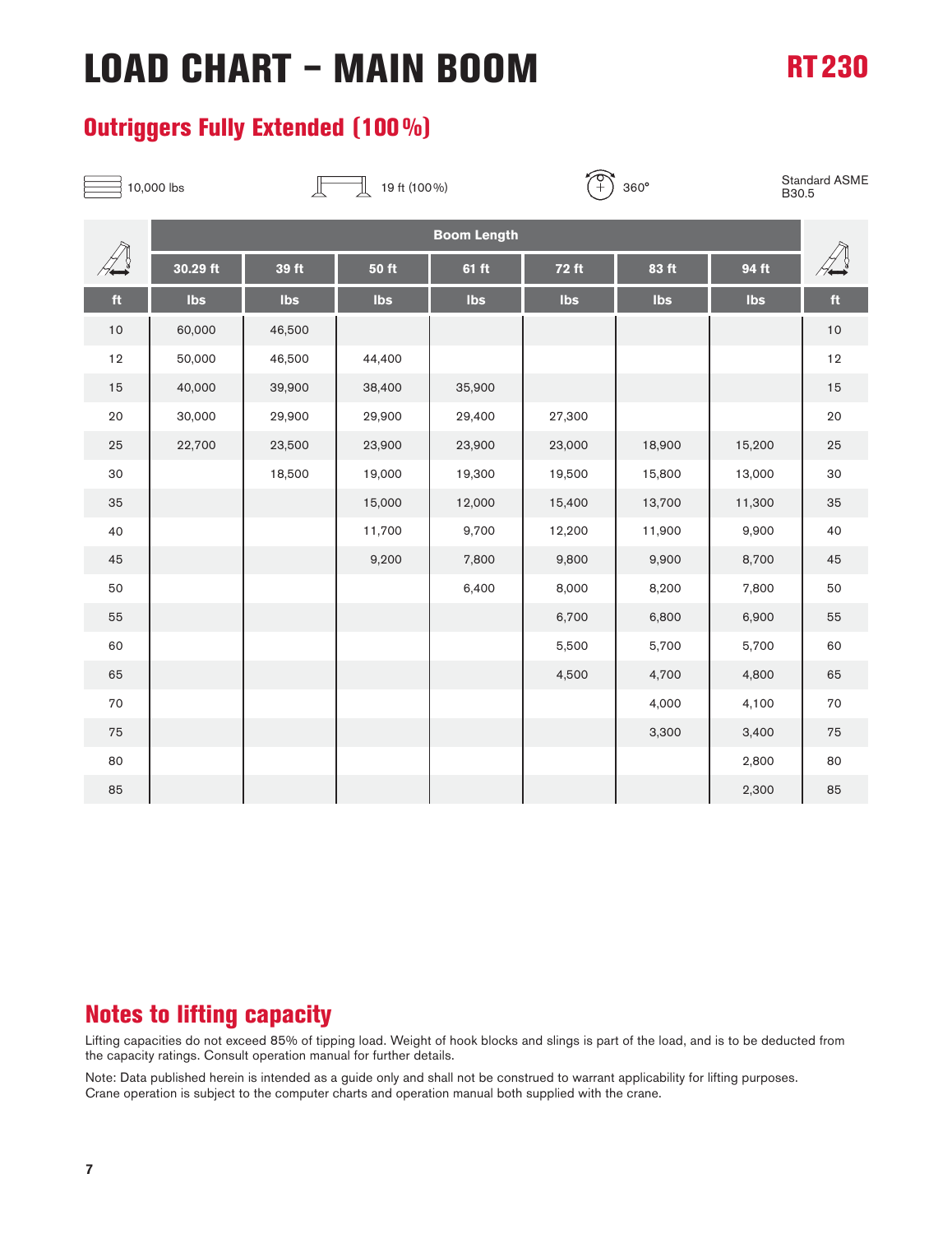# LOAD CHART – MAIN BOOM

RT 230

## Outriggers Fully Extended (100 %)

10,000 lbs | 19 ft (100 %) | 360° | Standard ASME B30.5

| | Boom Length | | | | | | | |
|---|---|---|---|---|---|---|---|---|
| | 30.29 ft | 39 ft | 50 ft | 61 ft | 72 ft | 83 ft | 94 ft | |
| ft | lbs | lbs | lbs | lbs | lbs | lbs | lbs | ft |
| 10 | 60,000 | 46,500 | | | | | | 10 |
| 12 | 50,000 | 46,500 | 44,400 | | | | | 12 |
| 15 | 40,000 | 39,900 | 38,400 | 35,900 | | | | 15 |
| 20 | 30,000 | 29,900 | 29,900 | 29,400 | 27,300 | | | 20 |
| 25 | 22,700 | 23,500 | 23,900 | 23,900 | 23,000 | 18,900 | 15,200 | 25 |
| 30 | | 18,500 | 19,000 | 19,300 | 19,500 | 15,800 | 13,000 | 30 |
| 35 | | | 15,000 | 12,000 | 15,400 | 13,700 | 11,300 | 35 |
| 40 | | | 11,700 | 9,700 | 12,200 | 11,900 | 9,900 | 40 |
| 45 | | | 9,200 | 7,800 | 9,800 | 9,900 | 8,700 | 45 |
| 50 | | | | 6,400 | 8,000 | 8,200 | 7,800 | 50 |
| 55 | | | | | 6,700 | 6,800 | 6,900 | 55 |
| 60 | | | | | 5,500 | 5,700 | 5,700 | 60 |
| 65 | | | | | 4,500 | 4,700 | 4,800 | 65 |
| 70 | | | | | | 4,000 | 4,100 | 70 |
| 75 | | | | | | 3,300 | 3,400 | 75 |
| 80 | | | | | | | 2,800 | 80 |
| 85 | | | | | | | 2,300 | 85 |

## Notes to lifting capacity

Lifting capacities do not exceed 85% of tipping load. Weight of hook blocks and slings is part of the load, and is to be deducted from the capacity ratings. Consult operation manual for further details.

Note: Data published herein is intended as a guide only and shall not be construed to warrant applicability for lifting purposes. Crane operation is subject to the computer charts and operation manual both supplied with the crane.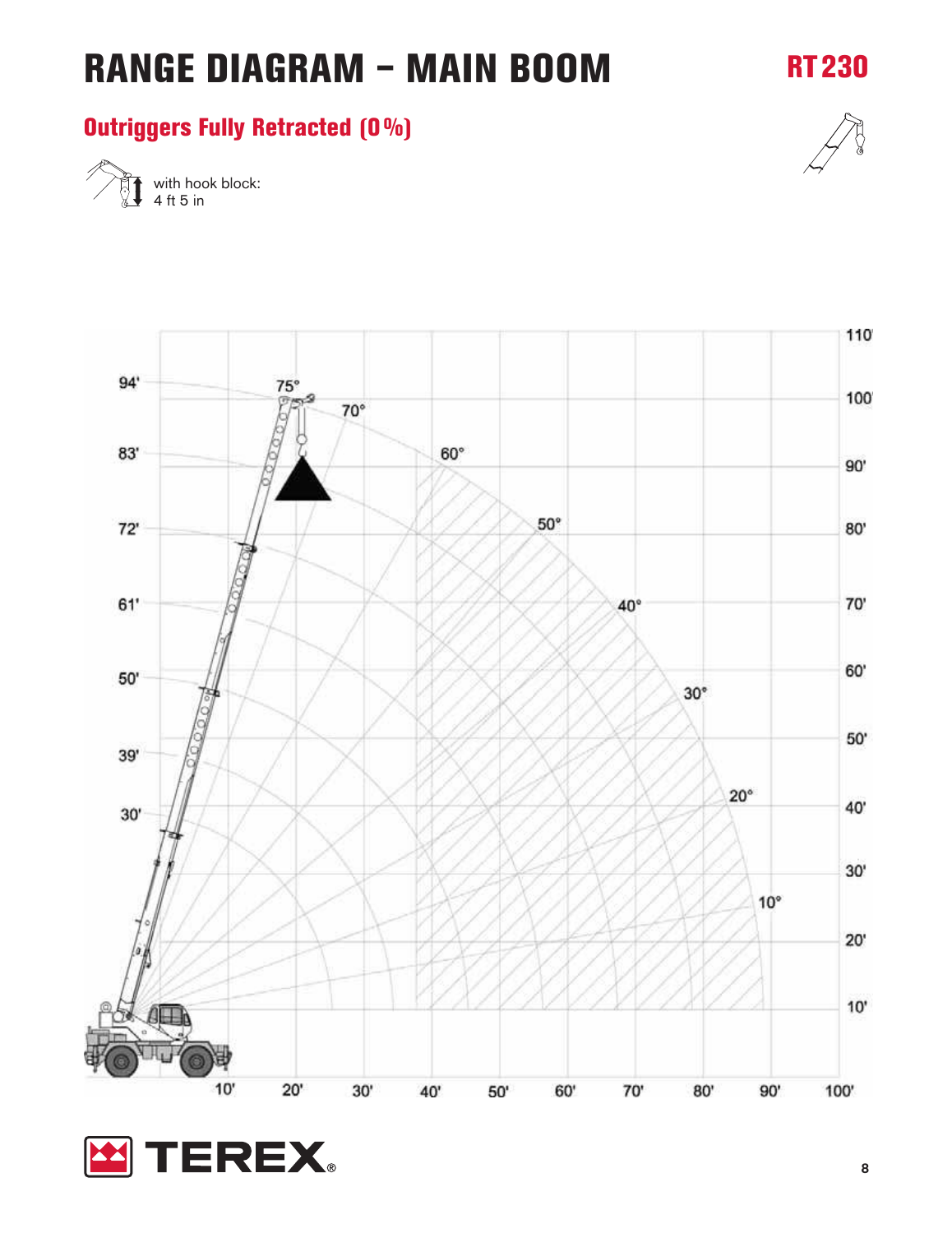# RANGE DIAGRAM – MAIN BOOM

**RT 230**

## Outriggers Fully Retracted (0 %)

with hook block:
4 ft 5 in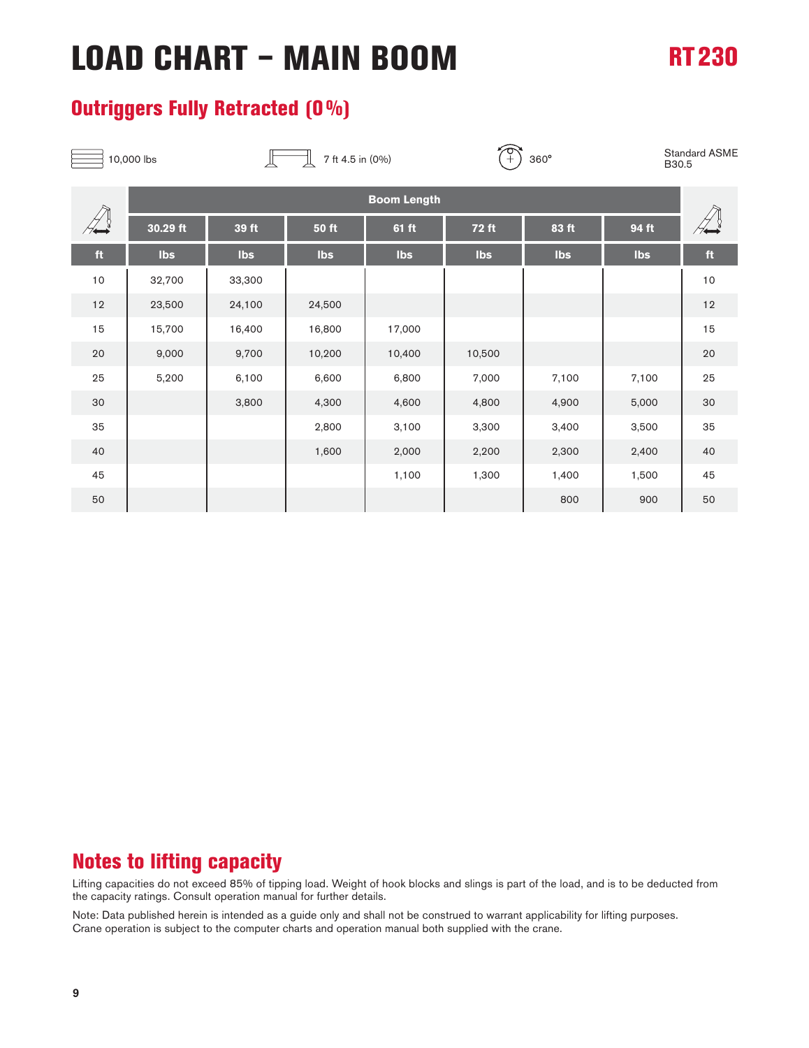# LOAD CHART – MAIN BOOM

RT230

## Outriggers Fully Retracted (0%)

10,000 lbs | 7 ft 4.5 in (0%) | 360° | Standard ASME B30.5

| | Boom Length | | | | | | | |
|---|---|---|---|---|---|---|---|---|
| | 30.29 ft | 39 ft | 50 ft | 61 ft | 72 ft | 83 ft | 94 ft | |
| ft | lbs | lbs | lbs | lbs | lbs | lbs | lbs | ft |
| 10 | 32,700 | 33,300 | | | | | | 10 |
| 12 | 23,500 | 24,100 | 24,500 | | | | | 12 |
| 15 | 15,700 | 16,400 | 16,800 | 17,000 | | | | 15 |
| 20 | 9,000 | 9,700 | 10,200 | 10,400 | 10,500 | | | 20 |
| 25 | 5,200 | 6,100 | 6,600 | 6,800 | 7,000 | 7,100 | 7,100 | 25 |
| 30 | | 3,800 | 4,300 | 4,600 | 4,800 | 4,900 | 5,000 | 30 |
| 35 | | | 2,800 | 3,100 | 3,300 | 3,400 | 3,500 | 35 |
| 40 | | | 1,600 | 2,000 | 2,200 | 2,300 | 2,400 | 40 |
| 45 | | | | 1,100 | 1,300 | 1,400 | 1,500 | 45 |
| 50 | | | | | | 800 | 900 | 50 |

## Notes to lifting capacity

Lifting capacities do not exceed 85% of tipping load. Weight of hook blocks and slings is part of the load, and is to be deducted from the capacity ratings. Consult operation manual for further details.

Note: Data published herein is intended as a guide only and shall not be construed to warrant applicability for lifting purposes. Crane operation is subject to the computer charts and operation manual both supplied with the crane.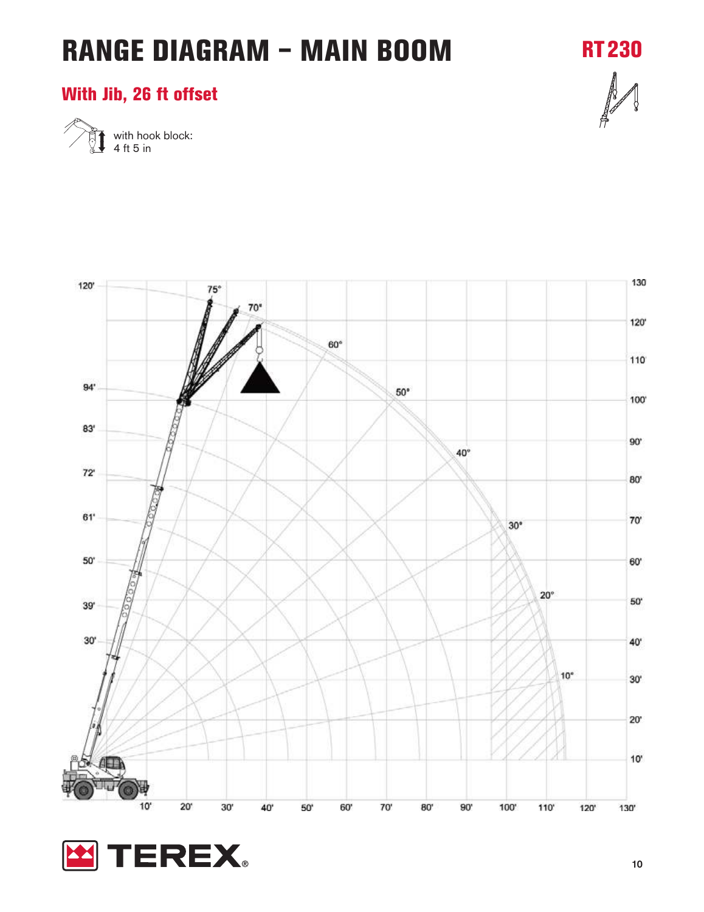# RANGE DIAGRAM – MAIN BOOM

**RT 230**

## With Jib, 26 ft offset

with hook block:
4 ft 5 in

120' 75° 70° 130
120'
60° 110'
94' 50° 100'
83' 90'
40°
72' 80'
61' 30° 70'
50' 60'
39' 20° 50'
30' 40'
10° 30'
20'
10'
10' 20' 30' 40' 50' 60' 70' 80' 90' 100' 110' 120' 130'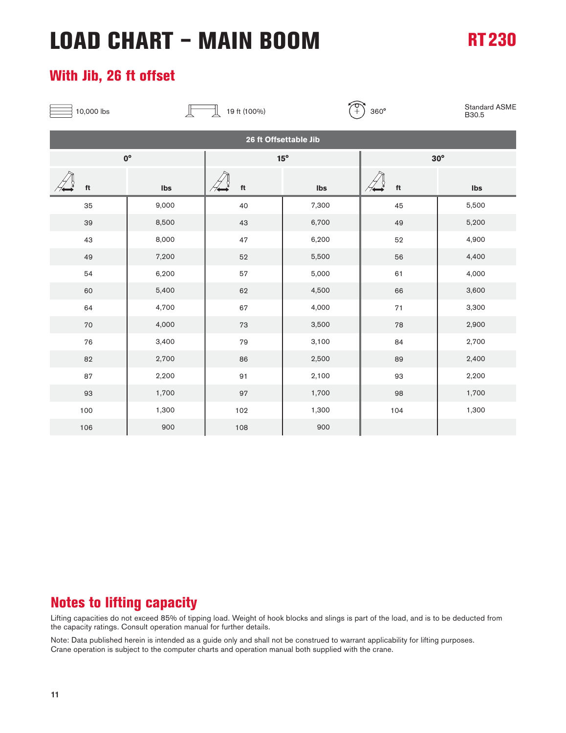# LOAD CHART – MAIN BOOM

RT 230

## With Jib, 26 ft offset

10,000 lbs | 19 ft (100%) | 360° | Standard ASME B30.5

| 26 ft Offsettable Jib | | | | | |
|---|---|---|---|---|---|
| 0° | | 15° | | 30° | |
| ft | lbs | ft | lbs | ft | lbs |
| 35 | 9,000 | 40 | 7,300 | 45 | 5,500 |
| 39 | 8,500 | 43 | 6,700 | 49 | 5,200 |
| 43 | 8,000 | 47 | 6,200 | 52 | 4,900 |
| 49 | 7,200 | 52 | 5,500 | 56 | 4,400 |
| 54 | 6,200 | 57 | 5,000 | 61 | 4,000 |
| 60 | 5,400 | 62 | 4,500 | 66 | 3,600 |
| 64 | 4,700 | 67 | 4,000 | 71 | 3,300 |
| 70 | 4,000 | 73 | 3,500 | 78 | 2,900 |
| 76 | 3,400 | 79 | 3,100 | 84 | 2,700 |
| 82 | 2,700 | 86 | 2,500 | 89 | 2,400 |
| 87 | 2,200 | 91 | 2,100 | 93 | 2,200 |
| 93 | 1,700 | 97 | 1,700 | 98 | 1,700 |
| 100 | 1,300 | 102 | 1,300 | 104 | 1,300 |
| 106 | 900 | 108 | 900 | | |

## Notes to lifting capacity

Lifting capacities do not exceed 85% of tipping load. Weight of hook blocks and slings is part of the load, and is to be deducted from the capacity ratings. Consult operation manual for further details.

Note: Data published herein is intended as a guide only and shall not be construed to warrant applicability for lifting purposes. Crane operation is subject to the computer charts and operation manual both supplied with the crane.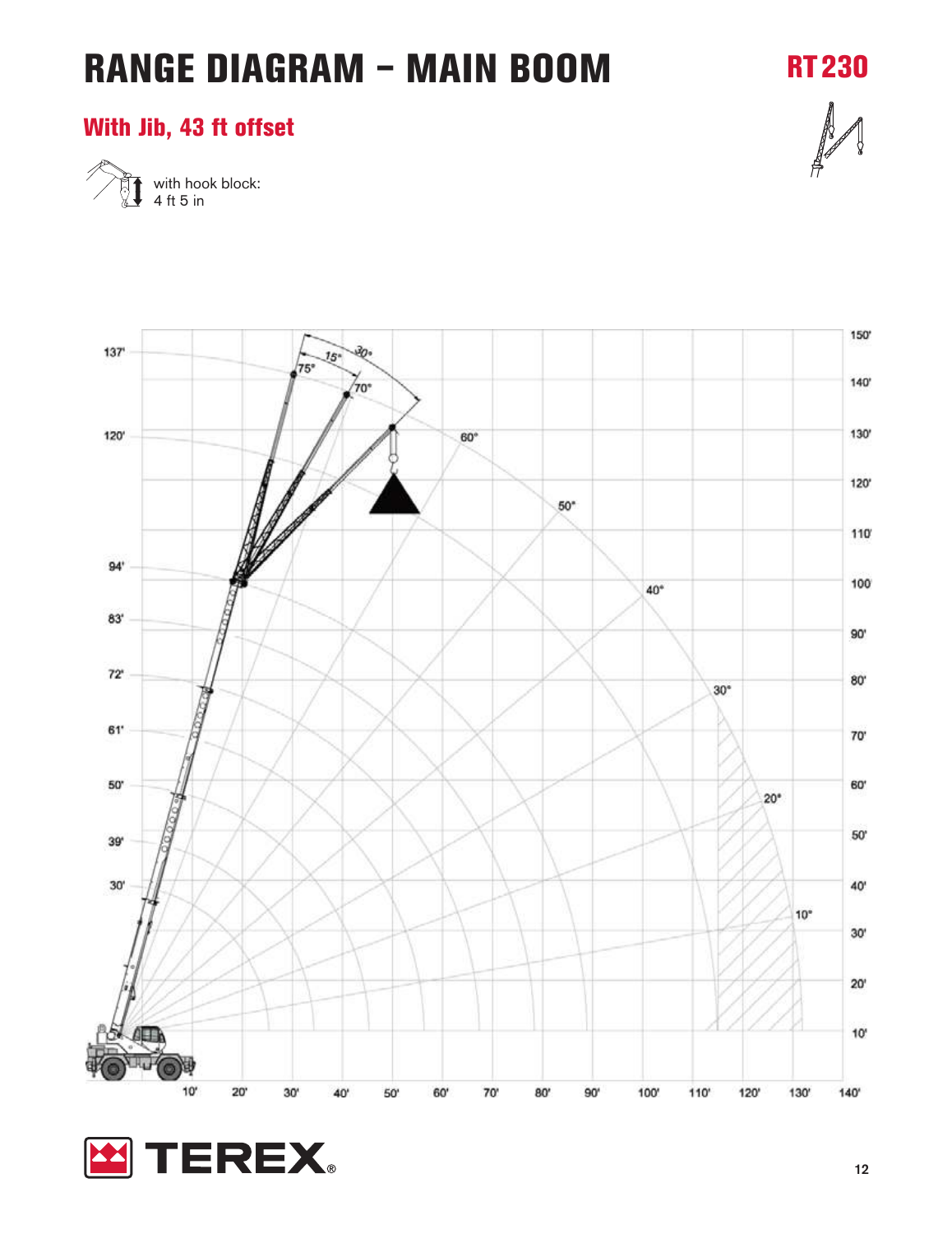# RANGE DIAGRAM – MAIN BOOM

**RT 230**

## With Jib, 43 ft offset

with hook block:
4 ft 5 in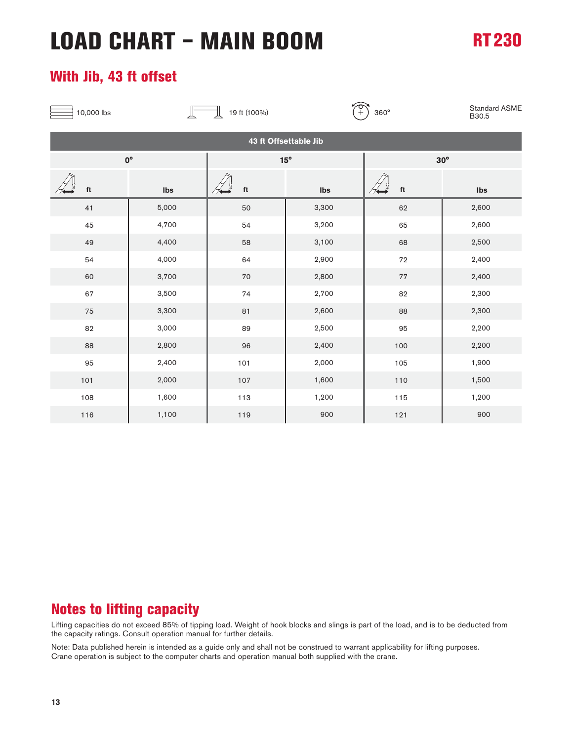# LOAD CHART – MAIN BOOM

RT 230

## With Jib, 43 ft offset

10,000 lbs | 19 ft (100%) | 360° | Standard ASME B30.5

| 43 ft Offsettable Jib | | | | | |
|---|---|---|---|---|---|
| 0° | | 15° | | 30° | |
| ft | lbs | ft | lbs | ft | lbs |
| 41 | 5,000 | 50 | 3,300 | 62 | 2,600 |
| 45 | 4,700 | 54 | 3,200 | 65 | 2,600 |
| 49 | 4,400 | 58 | 3,100 | 68 | 2,500 |
| 54 | 4,000 | 64 | 2,900 | 72 | 2,400 |
| 60 | 3,700 | 70 | 2,800 | 77 | 2,400 |
| 67 | 3,500 | 74 | 2,700 | 82 | 2,300 |
| 75 | 3,300 | 81 | 2,600 | 88 | 2,300 |
| 82 | 3,000 | 89 | 2,500 | 95 | 2,200 |
| 88 | 2,800 | 96 | 2,400 | 100 | 2,200 |
| 95 | 2,400 | 101 | 2,000 | 105 | 1,900 |
| 101 | 2,000 | 107 | 1,600 | 110 | 1,500 |
| 108 | 1,600 | 113 | 1,200 | 115 | 1,200 |
| 116 | 1,100 | 119 | 900 | 121 | 900 |

## Notes to lifting capacity

Lifting capacities do not exceed 85% of tipping load. Weight of hook blocks and slings is part of the load, and is to be deducted from the capacity ratings. Consult operation manual for further details.

Note: Data published herein is intended as a guide only and shall not be construed to warrant applicability for lifting purposes. Crane operation is subject to the computer charts and operation manual both supplied with the crane.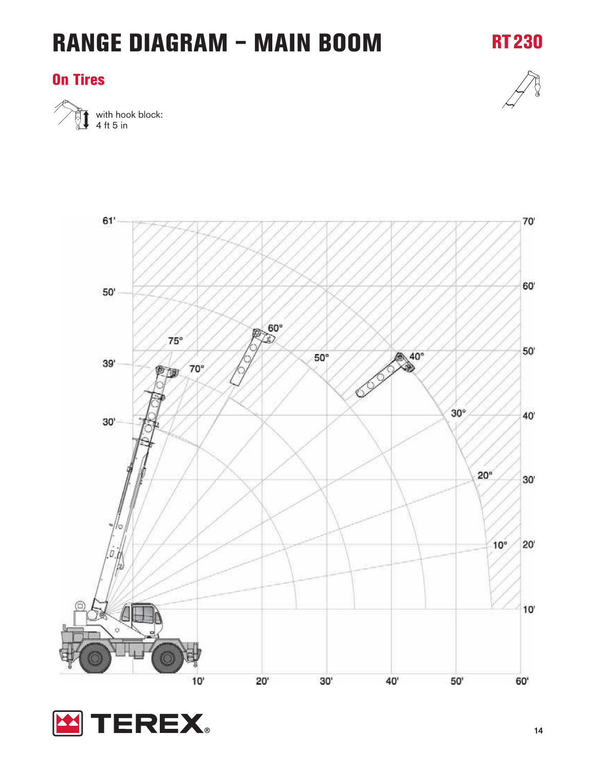# RANGE DIAGRAM – MAIN BOOM

## RT 230

### On Tires

with hook block:
4 ft 5 in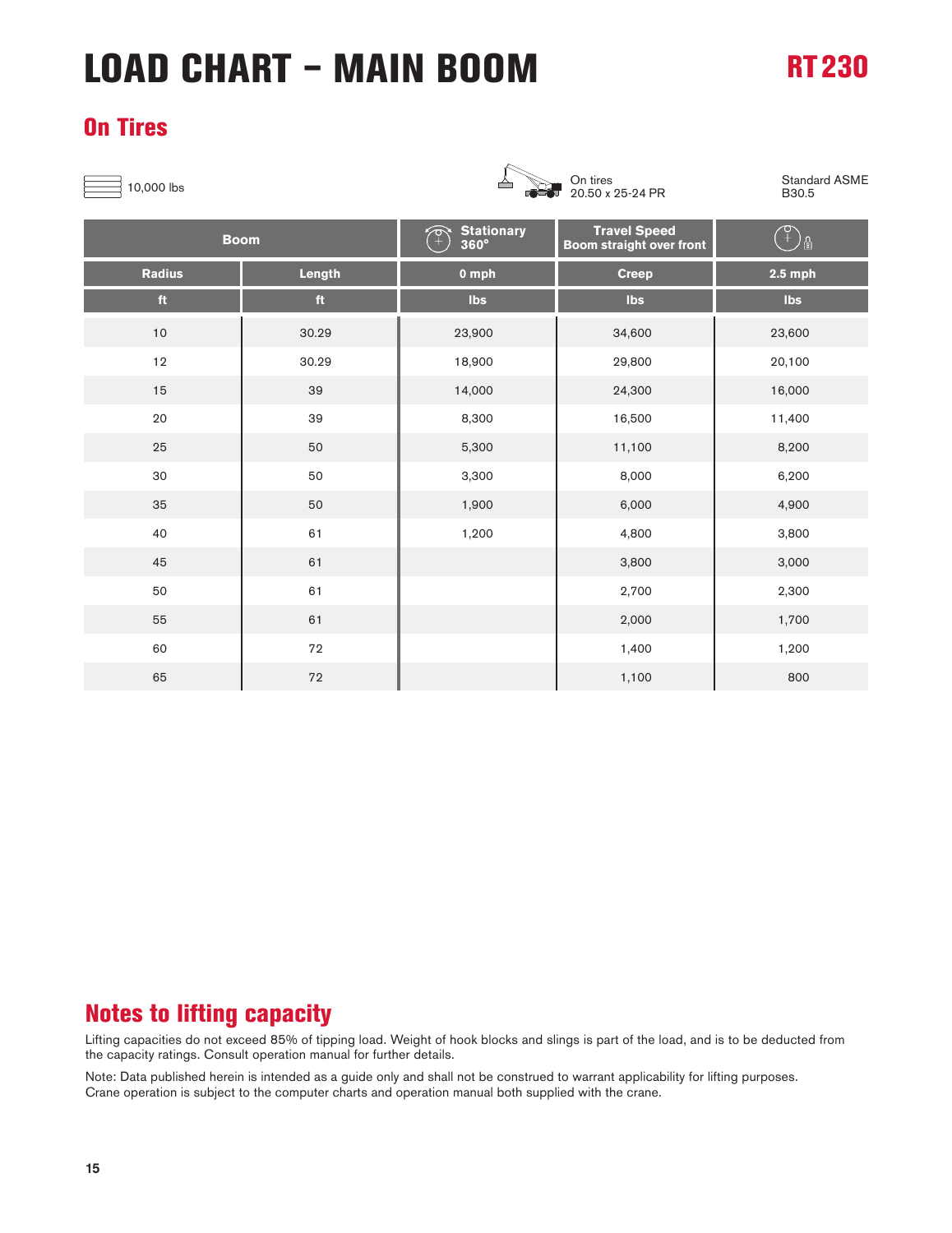# LOAD CHART – MAIN BOOM

RT 230

## On Tires

10,000 lbs

On tires
20.50 x 25-24 PR

Standard ASME B30.5

| Boom | | Stationary 360° | Travel Speed Boom straight over front | |
|---|---|---|---|---|
| **Radius** | **Length** | **0 mph** | **Creep** | **2.5 mph** |
| **ft** | **ft** | **lbs** | **lbs** | **lbs** |
| 10 | 30.29 | 23,900 | 34,600 | 23,600 |
| 12 | 30.29 | 18,900 | 29,800 | 20,100 |
| 15 | 39 | 14,000 | 24,300 | 16,000 |
| 20 | 39 | 8,300 | 16,500 | 11,400 |
| 25 | 50 | 5,300 | 11,100 | 8,200 |
| 30 | 50 | 3,300 | 8,000 | 6,200 |
| 35 | 50 | 1,900 | 6,000 | 4,900 |
| 40 | 61 | 1,200 | 4,800 | 3,800 |
| 45 | 61 | | 3,800 | 3,000 |
| 50 | 61 | | 2,700 | 2,300 |
| 55 | 61 | | 2,000 | 1,700 |
| 60 | 72 | | 1,400 | 1,200 |
| 65 | 72 | | 1,100 | 800 |

## Notes to lifting capacity

Lifting capacities do not exceed 85% of tipping load. Weight of hook blocks and slings is part of the load, and is to be deducted from the capacity ratings. Consult operation manual for further details.

Note: Data published herein is intended as a guide only and shall not be construed to warrant applicability for lifting purposes. Crane operation is subject to the computer charts and operation manual both supplied with the crane.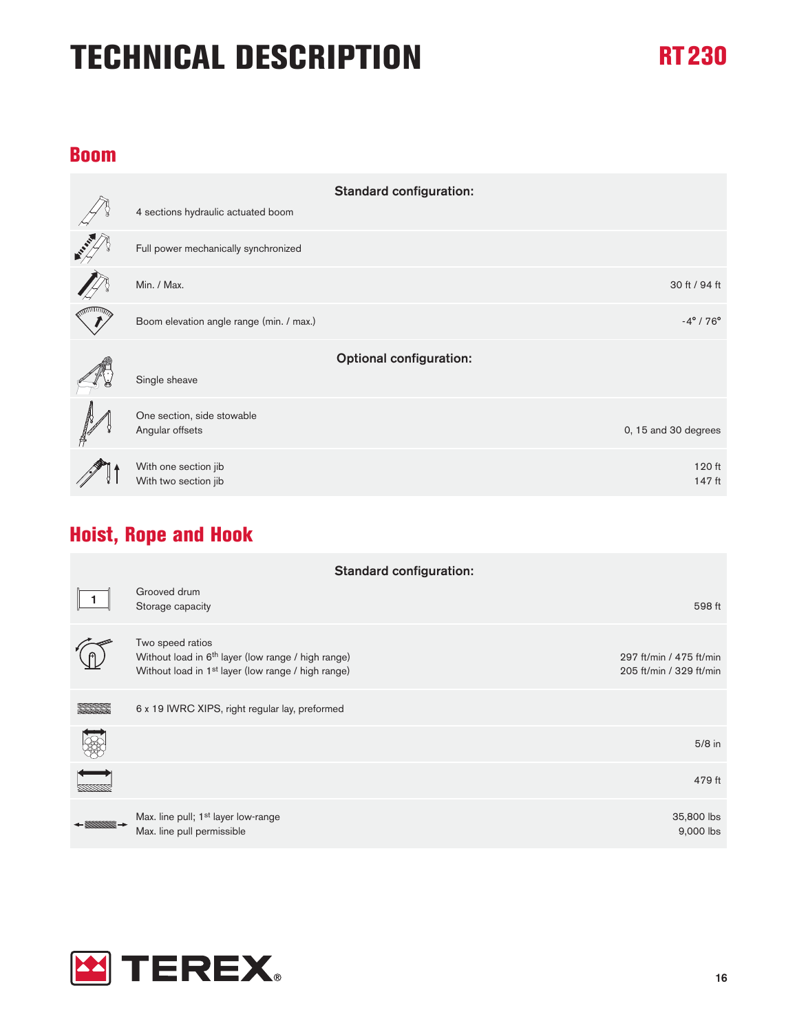# TECHNICAL DESCRIPTION

RT 230

## Boom

| | |
|---|---|
| **Standard configuration:** | |
| 4 sections hydraulic actuated boom | |
| Full power mechanically synchronized | |
| Min. / Max. | 30 ft / 94 ft |
| Boom elevation angle range (min. / max.) | -4° / 76° |
| **Optional configuration:** | |
| Single sheave | |
| One section, side stowable<br>Angular offsets | 0, 15 and 30 degrees |
| With one section jib<br>With two section jib | 120 ft<br>147 ft |

## Hoist, Rope and Hook

| | |
|---|---|
| **Standard configuration:** | |
| Grooved drum<br>Storage capacity | 598 ft |
| Two speed ratios<br>Without load in 6th layer (low range / high range)<br>Without load in 1st layer (low range / high range) | <br>297 ft/min / 475 ft/min<br>205 ft/min / 329 ft/min |
| 6 x 19 IWRC XIPS, right regular lay, preformed | |
| | 5/8 in |
| | 479 ft |
| Max. line pull; 1st layer low-range<br>Max. line pull permissible | 35,800 lbs<br>9,000 lbs |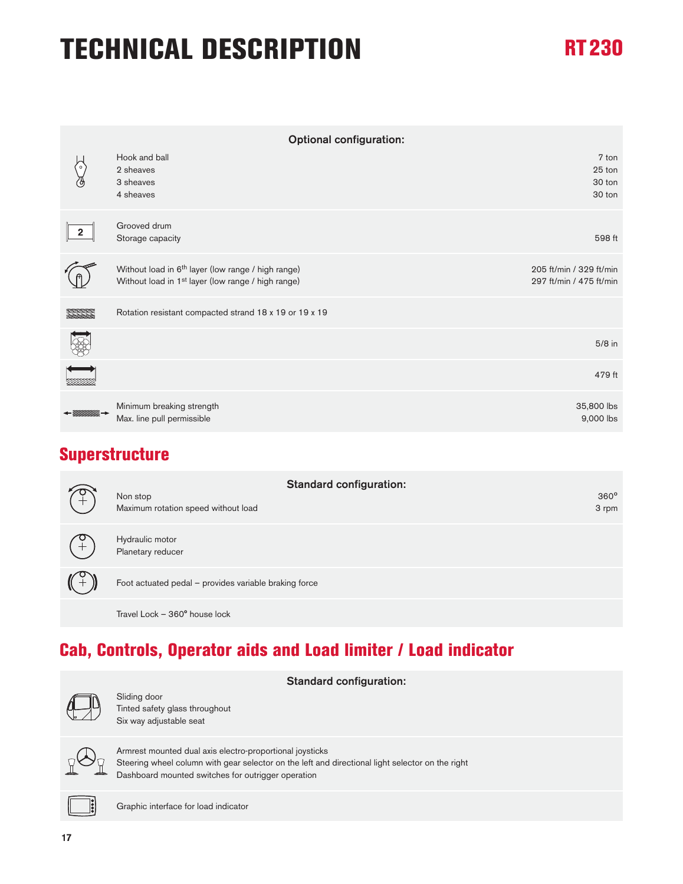# TECHNICAL DESCRIPTION

RT 230

| Optional configuration: | |
|---|---|
| Hook and ball | 7 ton |
| 2 sheaves | 25 ton |
| 3 sheaves | 30 ton |
| 4 sheaves | 30 ton |
| Grooved drum | |
| Storage capacity | 598 ft |
| Without load in 6th layer (low range / high range) | 205 ft/min / 329 ft/min |
| Without load in 1st layer (low range / high range) | 297 ft/min / 475 ft/min |
| Rotation resistant compacted strand 18 x 19 or 19 x 19 | |
| | 5/8 in |
| | 479 ft |
| Minimum breaking strength | 35,800 lbs |
| Max. line pull permissible | 9,000 lbs |

## Superstructure

| Standard configuration: | |
|---|---|
| Non stop | 360° |
| Maximum rotation speed without load | 3 rpm |
| Hydraulic motor | |
| Planetary reducer | |
| Foot actuated pedal – provides variable braking force | |
| Travel Lock – 360° house lock | |

## Cab, Controls, Operator aids and Load limiter / Load indicator

| Standard configuration: |
|---|
| Sliding door |
| Tinted safety glass throughout |
| Six way adjustable seat |
| Armrest mounted dual axis electro-proportional joysticks |
| Steering wheel column with gear selector on the left and directional light selector on the right |
| Dashboard mounted switches for outrigger operation |
| Graphic interface for load indicator |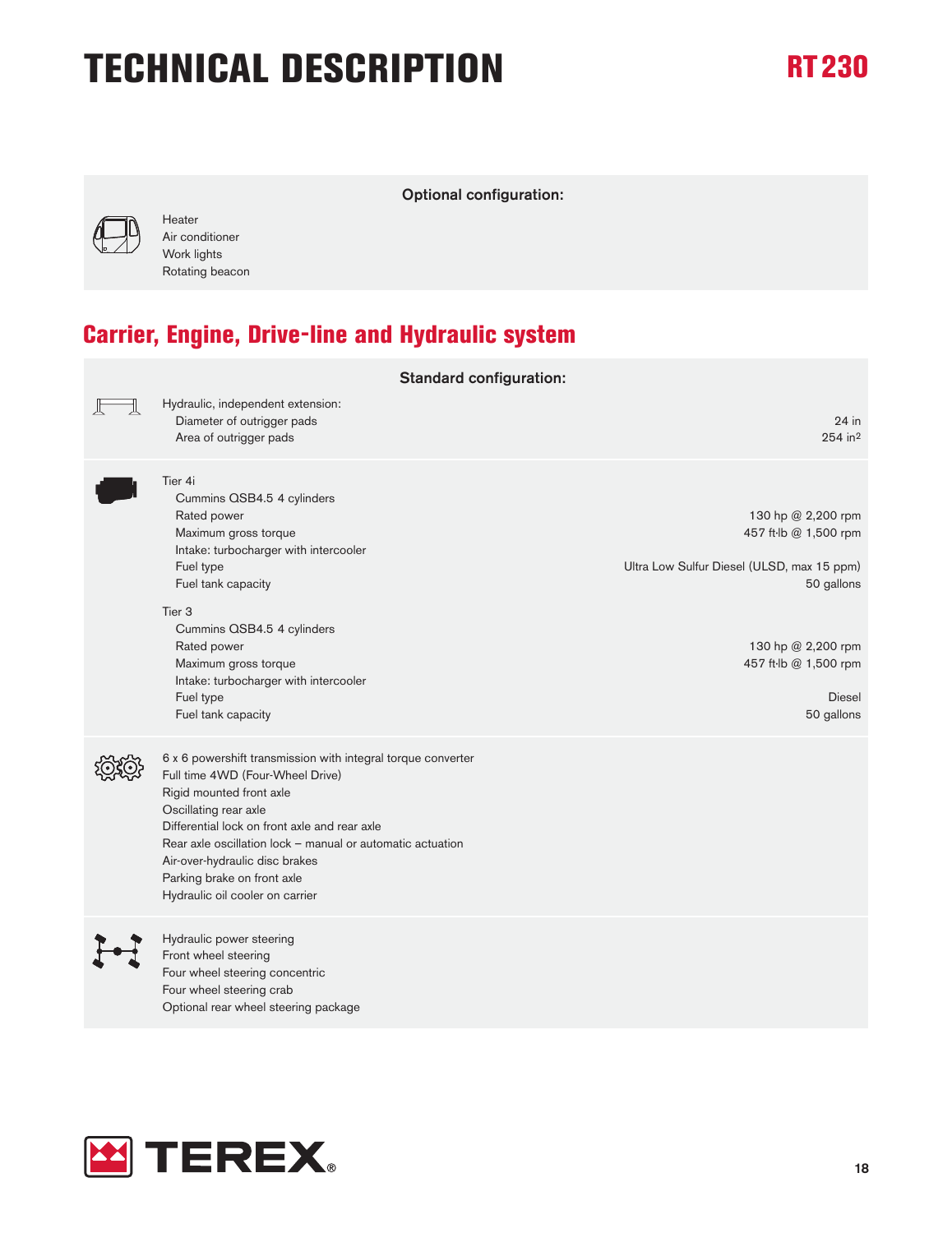# TECHNICAL DESCRIPTION

**RT 230**

**Optional configuration:**

Heater
Air conditioner
Work lights
Rotating beacon

## Carrier, Engine, Drive-line and Hydraulic system

**Standard configuration:**

| | |
|---|---|
| Hydraulic, independent extension: | |
| Diameter of outrigger pads | 24 in |
| Area of outrigger pads | 254 in² |

| | |
|---|---|
| Tier 4i | |
| Cummins QSB4.5 4 cylinders | |
| Rated power | 130 hp @ 2,200 rpm |
| Maximum gross torque | 457 ft·lb @ 1,500 rpm |
| Intake: turbocharger with intercooler | |
| Fuel type | Ultra Low Sulfur Diesel (ULSD, max 15 ppm) |
| Fuel tank capacity | 50 gallons |
| Tier 3 | |
| Cummins QSB4.5 4 cylinders | |
| Rated power | 130 hp @ 2,200 rpm |
| Maximum gross torque | 457 ft·lb @ 1,500 rpm |
| Intake: turbocharger with intercooler | |
| Fuel type | Diesel |
| Fuel tank capacity | 50 gallons |

6 x 6 powershift transmission with integral torque converter
Full time 4WD (Four-Wheel Drive)
Rigid mounted front axle
Oscillating rear axle
Differential lock on front axle and rear axle
Rear axle oscillation lock – manual or automatic actuation
Air-over-hydraulic disc brakes
Parking brake on front axle
Hydraulic oil cooler on carrier

Hydraulic power steering
Front wheel steering
Four wheel steering concentric
Four wheel steering crab
Optional rear wheel steering package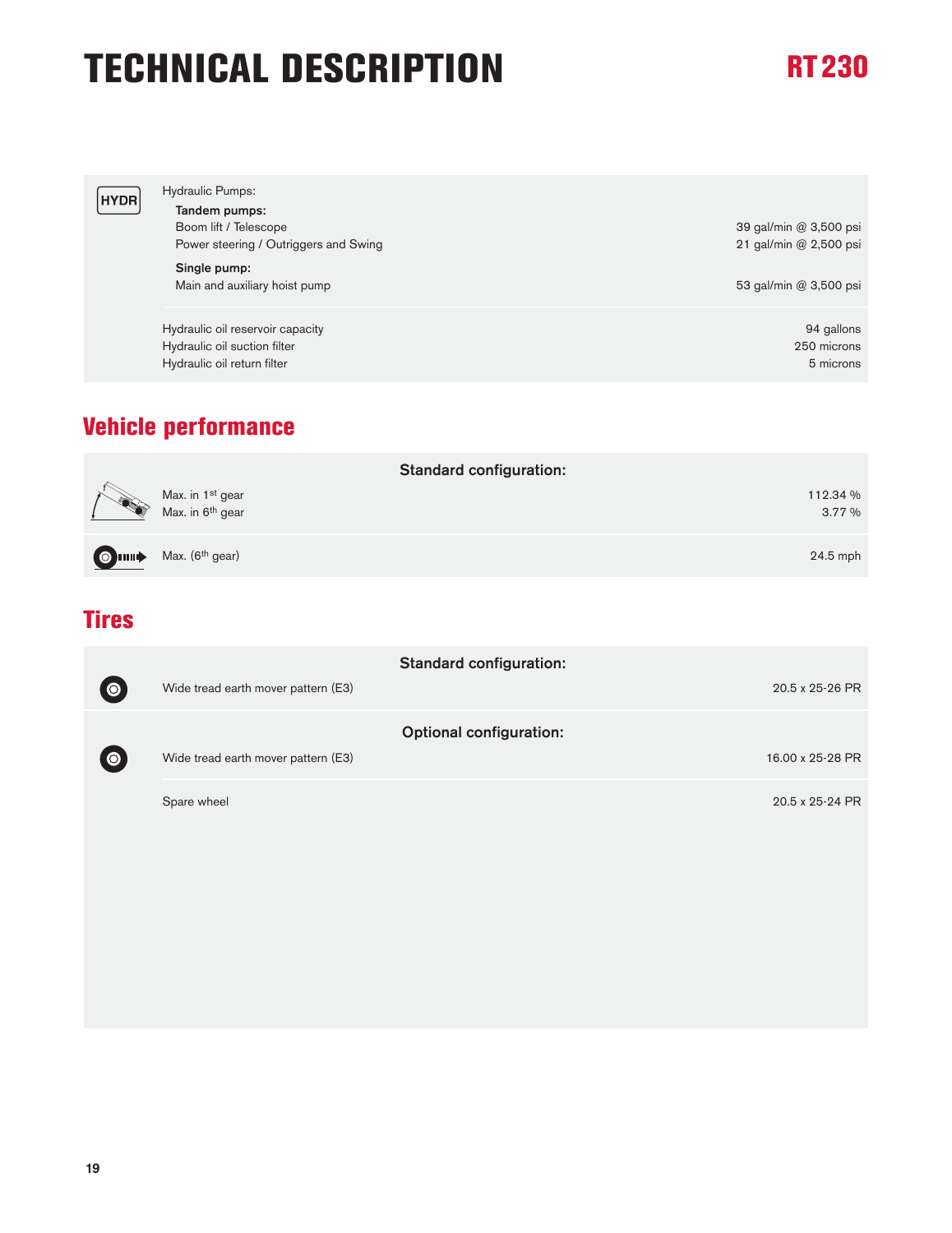# TECHNICAL DESCRIPTION

## RT 230

| | | |
|---|---|---|
| HYDR | Hydraulic Pumps: | |
| | **Tandem pumps:** | |
| | Boom lift / Telescope | 39 gal/min @ 3,500 psi |
| | Power steering / Outriggers and Swing | 21 gal/min @ 2,500 psi |
| | **Single pump:** | |
| | Main and auxiliary hoist pump | 53 gal/min @ 3,500 psi |
| | Hydraulic oil reservoir capacity | 94 gallons |
| | Hydraulic oil suction filter | 250 microns |
| | Hydraulic oil return filter | 5 microns |

## Vehicle performance

**Standard configuration:**

| | |
|---|---|
| Max. in 1st gear | 112.34 % |
| Max. in 6th gear | 3.77 % |
| Max. (6th gear) | 24.5 mph |

## Tires

**Standard configuration:**

| | |
|---|---|
| Wide tread earth mover pattern (E3) | 20.5 x 25-26 PR |

**Optional configuration:**

| | |
|---|---|
| Wide tread earth mover pattern (E3) | 16.00 x 25-28 PR |
| Spare wheel | 20.5 x 25-24 PR |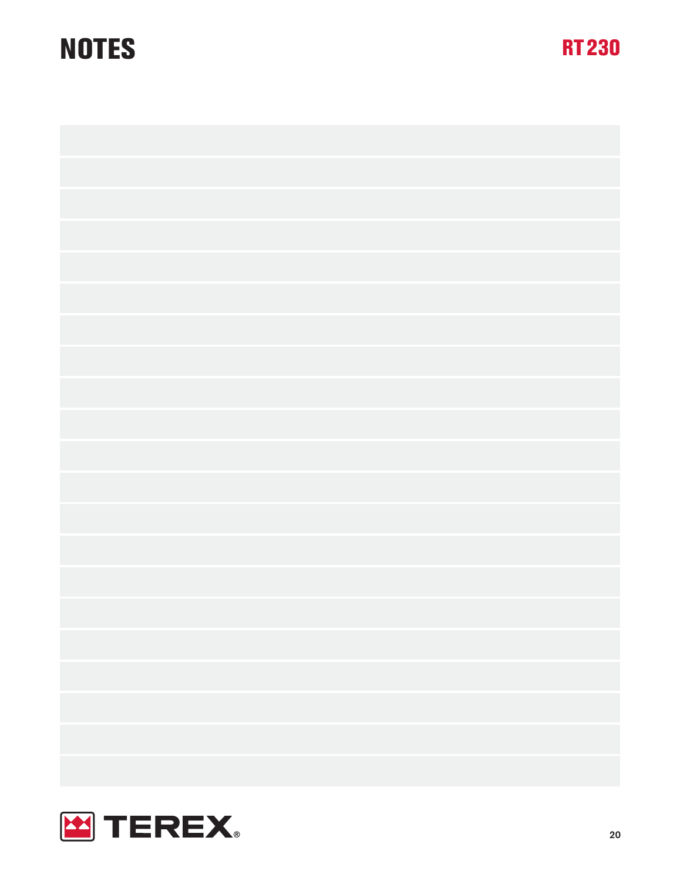# NOTES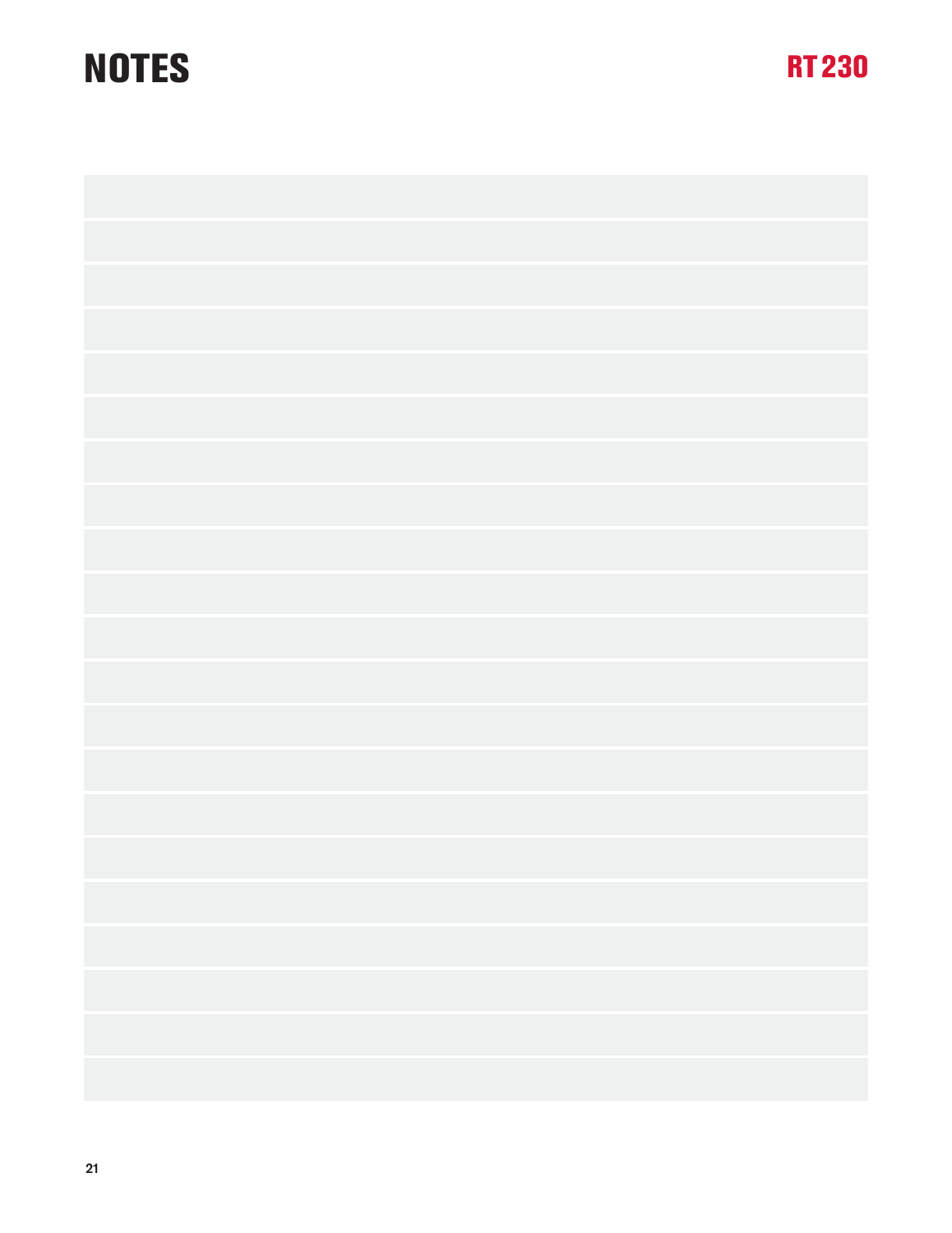# NOTES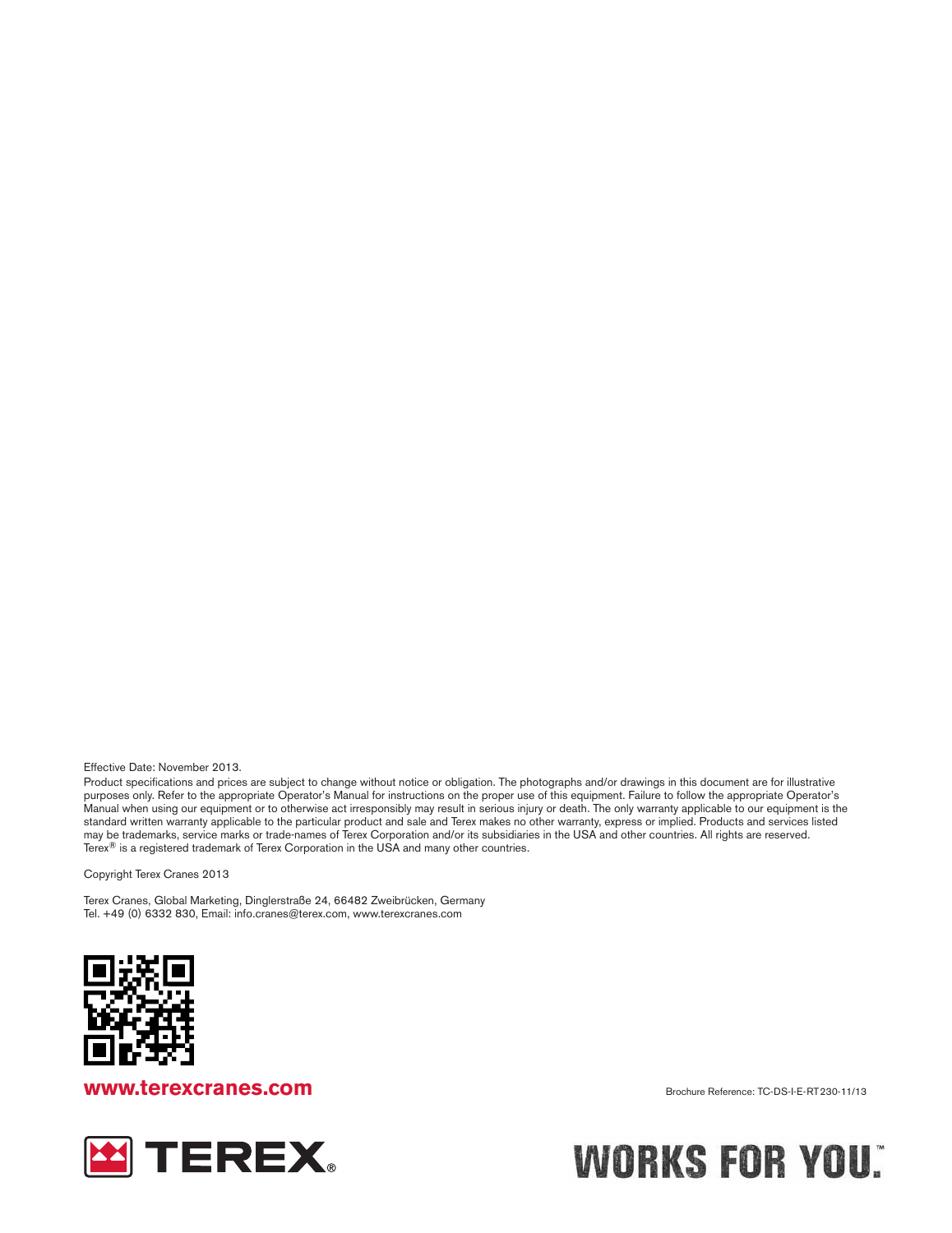Effective Date: November 2013.

Product specifications and prices are subject to change without notice or obligation. The photographs and/or drawings in this document are for illustrative purposes only. Refer to the appropriate Operator's Manual for instructions on the proper use of this equipment. Failure to follow the appropriate Operator's Manual when using our equipment or to otherwise act irresponsibly may result in serious injury or death. The only warranty applicable to our equipment is the standard written warranty applicable to the particular product and sale and Terex makes no other warranty, express or implied. Products and services listed may be trademarks, service marks or trade-names of Terex Corporation and/or its subsidiaries in the USA and other countries. All rights are reserved. Terex® is a registered trademark of Terex Corporation in the USA and many other countries.

Copyright Terex Cranes 2013

Terex Cranes, Global Marketing, Dinglerstraße 24, 66482 Zweibrücken, Germany
Tel. +49 (0) 6332 830, Email: info.cranes@terex.com, www.terexcranes.com

**www.terexcranes.com**

Brochure Reference: TC-DS-I-E-RT230-11/13

TEREX®

WORKS FOR YOU.™